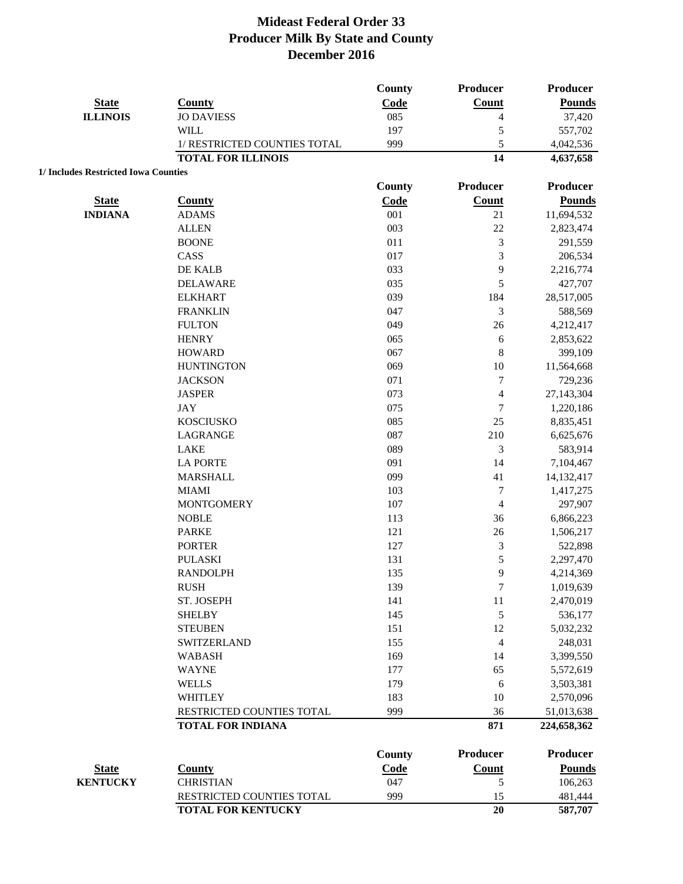# Mideast Federal Order 33
## Producer Milk By State and County
## December 2016

| State | County | County Code | Producer Count | Producer Pounds |
|---|---|---|---|---|
| ILLINOIS | JO DAVIESS | 085 | 4 | 37,420 |
| | WILL | 197 | 5 | 557,702 |
| | 1/ RESTRICTED COUNTIES TOTAL | 999 | 5 | 4,042,536 |
| | **TOTAL FOR ILLINOIS** | | **14** | **4,637,658** |

**1/ Includes Restricted Iowa Counties**

| State | County | County Code | Producer Count | Producer Pounds |
|---|---|---|---|---|
| INDIANA | ADAMS | 001 | 21 | 11,694,532 |
| | ALLEN | 003 | 22 | 2,823,474 |
| | BOONE | 011 | 3 | 291,559 |
| | CASS | 017 | 3 | 206,534 |
| | DE KALB | 033 | 9 | 2,216,774 |
| | DELAWARE | 035 | 5 | 427,707 |
| | ELKHART | 039 | 184 | 28,517,005 |
| | FRANKLIN | 047 | 3 | 588,569 |
| | FULTON | 049 | 26 | 4,212,417 |
| | HENRY | 065 | 6 | 2,853,622 |
| | HOWARD | 067 | 8 | 399,109 |
| | HUNTINGTON | 069 | 10 | 11,564,668 |
| | JACKSON | 071 | 7 | 729,236 |
| | JASPER | 073 | 4 | 27,143,304 |
| | JAY | 075 | 7 | 1,220,186 |
| | KOSCIUSKO | 085 | 25 | 8,835,451 |
| | LAGRANGE | 087 | 210 | 6,625,676 |
| | LAKE | 089 | 3 | 583,914 |
| | LA PORTE | 091 | 14 | 7,104,467 |
| | MARSHALL | 099 | 41 | 14,132,417 |
| | MIAMI | 103 | 7 | 1,417,275 |
| | MONTGOMERY | 107 | 4 | 297,907 |
| | NOBLE | 113 | 36 | 6,866,223 |
| | PARKE | 121 | 26 | 1,506,217 |
| | PORTER | 127 | 3 | 522,898 |
| | PULASKI | 131 | 5 | 2,297,470 |
| | RANDOLPH | 135 | 9 | 4,214,369 |
| | RUSH | 139 | 7 | 1,019,639 |
| | ST. JOSEPH | 141 | 11 | 2,470,019 |
| | SHELBY | 145 | 5 | 536,177 |
| | STEUBEN | 151 | 12 | 5,032,232 |
| | SWITZERLAND | 155 | 4 | 248,031 |
| | WABASH | 169 | 14 | 3,399,550 |
| | WAYNE | 177 | 65 | 5,572,619 |
| | WELLS | 179 | 6 | 3,503,381 |
| | WHITLEY | 183 | 10 | 2,570,096 |
| | RESTRICTED COUNTIES TOTAL | 999 | 36 | 51,013,638 |
| | **TOTAL FOR INDIANA** | | **871** | **224,658,362** |

| State | County | County Code | Producer Count | Producer Pounds |
|---|---|---|---|---|
| KENTUCKY | CHRISTIAN | 047 | 5 | 106,263 |
| | RESTRICTED COUNTIES TOTAL | 999 | 15 | 481,444 |
| | **TOTAL FOR KENTUCKY** | | **20** | **587,707** |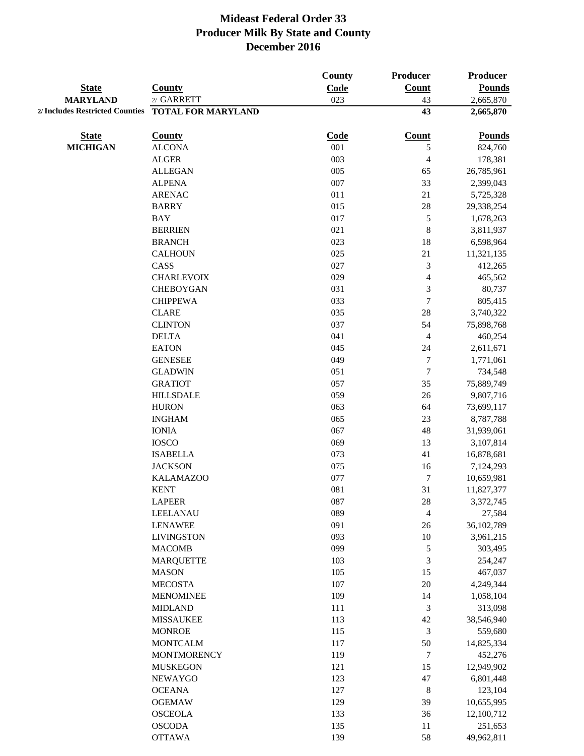# Mideast Federal Order 33
## Producer Milk By State and County
## December 2016

| State | County | County Code | Producer Count | Producer Pounds |
|---|---|---|---|---|
| MARYLAND | 2/ GARRETT | 023 | 43 | 2,665,870 |
| 2/ Includes Restricted Counties | TOTAL FOR MARYLAND | | 43 | 2,665,870 |

| State | County | Code | Count | Pounds |
|---|---|---|---|---|
| MICHIGAN | ALCONA | 001 | 5 | 824,760 |
| | ALGER | 003 | 4 | 178,381 |
| | ALLEGAN | 005 | 65 | 26,785,961 |
| | ALPENA | 007 | 33 | 2,399,043 |
| | ARENAC | 011 | 21 | 5,725,328 |
| | BARRY | 015 | 28 | 29,338,254 |
| | BAY | 017 | 5 | 1,678,263 |
| | BERRIEN | 021 | 8 | 3,811,937 |
| | BRANCH | 023 | 18 | 6,598,964 |
| | CALHOUN | 025 | 21 | 11,321,135 |
| | CASS | 027 | 3 | 412,265 |
| | CHARLEVOIX | 029 | 4 | 465,562 |
| | CHEBOYGAN | 031 | 3 | 80,737 |
| | CHIPPEWA | 033 | 7 | 805,415 |
| | CLARE | 035 | 28 | 3,740,322 |
| | CLINTON | 037 | 54 | 75,898,768 |
| | DELTA | 041 | 4 | 460,254 |
| | EATON | 045 | 24 | 2,611,671 |
| | GENESEE | 049 | 7 | 1,771,061 |
| | GLADWIN | 051 | 7 | 734,548 |
| | GRATIOT | 057 | 35 | 75,889,749 |
| | HILLSDALE | 059 | 26 | 9,807,716 |
| | HURON | 063 | 64 | 73,699,117 |
| | INGHAM | 065 | 23 | 8,787,788 |
| | IONIA | 067 | 48 | 31,939,061 |
| | IOSCO | 069 | 13 | 3,107,814 |
| | ISABELLA | 073 | 41 | 16,878,681 |
| | JACKSON | 075 | 16 | 7,124,293 |
| | KALAMAZOO | 077 | 7 | 10,659,981 |
| | KENT | 081 | 31 | 11,827,377 |
| | LAPEER | 087 | 28 | 3,372,745 |
| | LEELANAU | 089 | 4 | 27,584 |
| | LENAWEE | 091 | 26 | 36,102,789 |
| | LIVINGSTON | 093 | 10 | 3,961,215 |
| | MACOMB | 099 | 5 | 303,495 |
| | MARQUETTE | 103 | 3 | 254,247 |
| | MASON | 105 | 15 | 467,037 |
| | MECOSTA | 107 | 20 | 4,249,344 |
| | MENOMINEE | 109 | 14 | 1,058,104 |
| | MIDLAND | 111 | 3 | 313,098 |
| | MISSAUKEE | 113 | 42 | 38,546,940 |
| | MONROE | 115 | 3 | 559,680 |
| | MONTCALM | 117 | 50 | 14,825,334 |
| | MONTMORENCY | 119 | 7 | 452,276 |
| | MUSKEGON | 121 | 15 | 12,949,902 |
| | NEWAYGO | 123 | 47 | 6,801,448 |
| | OCEANA | 127 | 8 | 123,104 |
| | OGEMAW | 129 | 39 | 10,655,995 |
| | OSCEOLA | 133 | 36 | 12,100,712 |
| | OSCODA | 135 | 11 | 251,653 |
| | OTTAWA | 139 | 58 | 49,962,811 |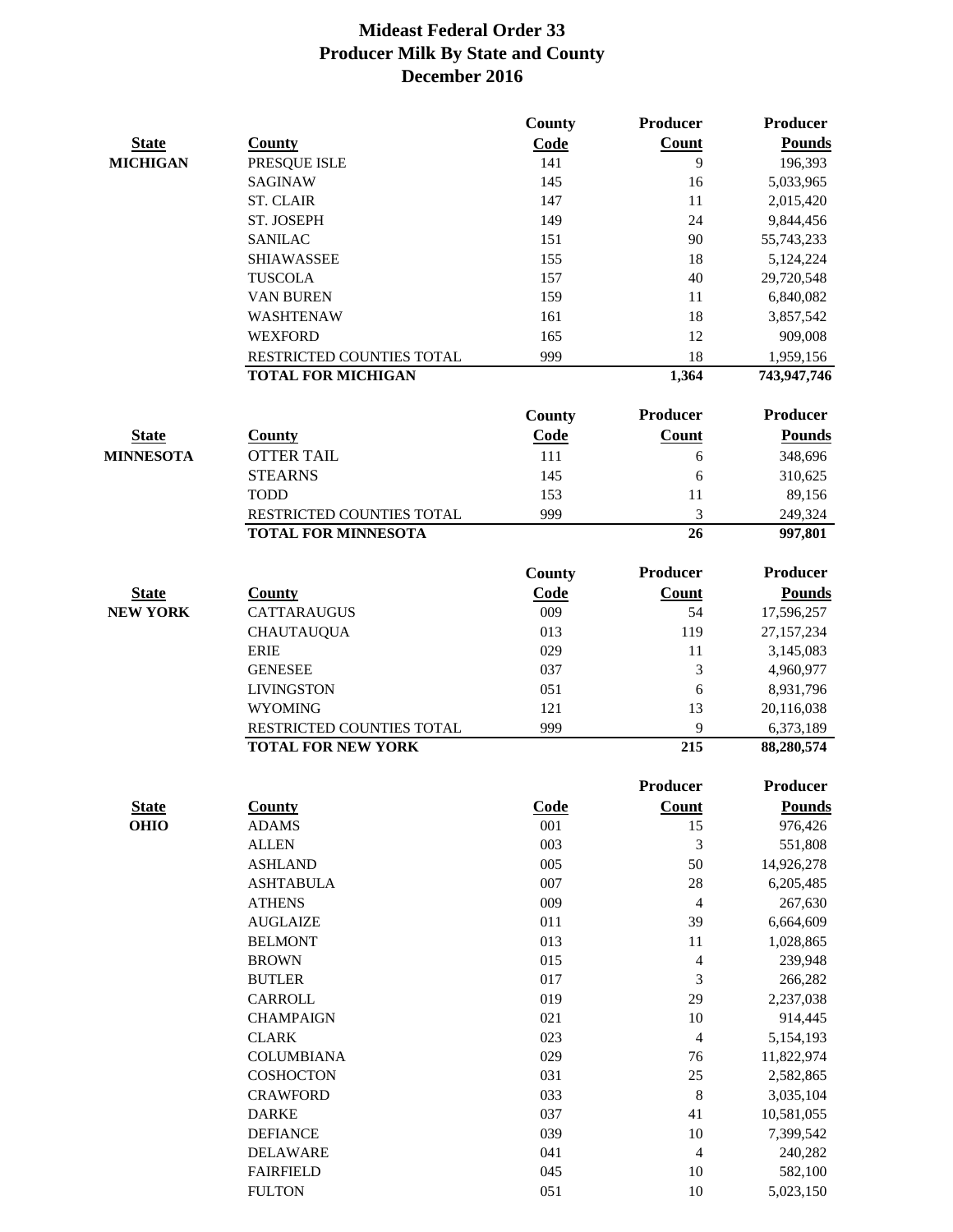# Mideast Federal Order 33
## Producer Milk By State and County
## December 2016

| State | County | County Code | Producer Count | Producer Pounds |
|---|---|---|---|---|
| MICHIGAN | PRESQUE ISLE | 141 | 9 | 196,393 |
| | SAGINAW | 145 | 16 | 5,033,965 |
| | ST. CLAIR | 147 | 11 | 2,015,420 |
| | ST. JOSEPH | 149 | 24 | 9,844,456 |
| | SANILAC | 151 | 90 | 55,743,233 |
| | SHIAWASSEE | 155 | 18 | 5,124,224 |
| | TUSCOLA | 157 | 40 | 29,720,548 |
| | VAN BUREN | 159 | 11 | 6,840,082 |
| | WASHTENAW | 161 | 18 | 3,857,542 |
| | WEXFORD | 165 | 12 | 909,008 |
| | RESTRICTED COUNTIES TOTAL | 999 | 18 | 1,959,156 |
| | **TOTAL FOR MICHIGAN** | | **1,364** | **743,947,746** |

| State | County | County Code | Producer Count | Producer Pounds |
|---|---|---|---|---|
| MINNESOTA | OTTER TAIL | 111 | 6 | 348,696 |
| | STEARNS | 145 | 6 | 310,625 |
| | TODD | 153 | 11 | 89,156 |
| | RESTRICTED COUNTIES TOTAL | 999 | 3 | 249,324 |
| | **TOTAL FOR MINNESOTA** | | **26** | **997,801** |

| State | County | County Code | Producer Count | Producer Pounds |
|---|---|---|---|---|
| NEW YORK | CATTARAUGUS | 009 | 54 | 17,596,257 |
| | CHAUTAUQUA | 013 | 119 | 27,157,234 |
| | ERIE | 029 | 11 | 3,145,083 |
| | GENESEE | 037 | 3 | 4,960,977 |
| | LIVINGSTON | 051 | 6 | 8,931,796 |
| | WYOMING | 121 | 13 | 20,116,038 |
| | RESTRICTED COUNTIES TOTAL | 999 | 9 | 6,373,189 |
| | **TOTAL FOR NEW YORK** | | **215** | **88,280,574** |

| State | County | Code | Producer Count | Producer Pounds |
|---|---|---|---|---|
| OHIO | ADAMS | 001 | 15 | 976,426 |
| | ALLEN | 003 | 3 | 551,808 |
| | ASHLAND | 005 | 50 | 14,926,278 |
| | ASHTABULA | 007 | 28 | 6,205,485 |
| | ATHENS | 009 | 4 | 267,630 |
| | AUGLAIZE | 011 | 39 | 6,664,609 |
| | BELMONT | 013 | 11 | 1,028,865 |
| | BROWN | 015 | 4 | 239,948 |
| | BUTLER | 017 | 3 | 266,282 |
| | CARROLL | 019 | 29 | 2,237,038 |
| | CHAMPAIGN | 021 | 10 | 914,445 |
| | CLARK | 023 | 4 | 5,154,193 |
| | COLUMBIANA | 029 | 76 | 11,822,974 |
| | COSHOCTON | 031 | 25 | 2,582,865 |
| | CRAWFORD | 033 | 8 | 3,035,104 |
| | DARKE | 037 | 41 | 10,581,055 |
| | DEFIANCE | 039 | 10 | 7,399,542 |
| | DELAWARE | 041 | 4 | 240,282 |
| | FAIRFIELD | 045 | 10 | 582,100 |
| | FULTON | 051 | 10 | 5,023,150 |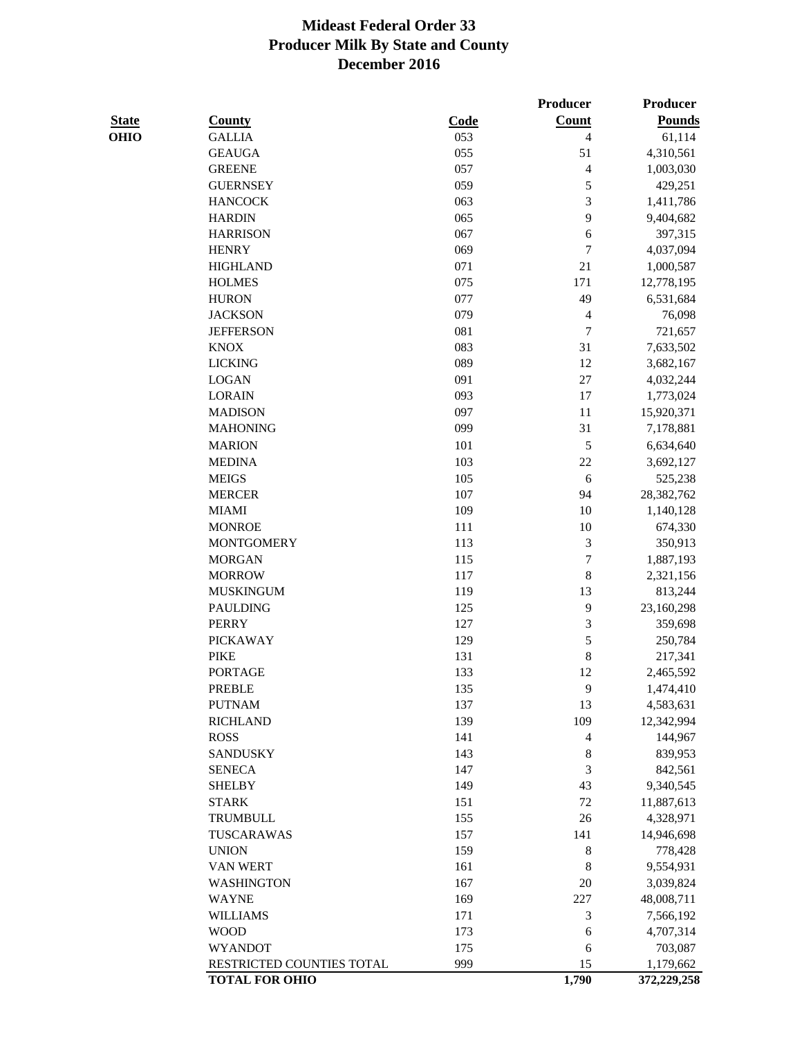# Mideast Federal Order 33
## Producer Milk By State and County
## December 2016

| State | County | Code | Producer Count | Producer Pounds |
|---|---|---|---|---|
| OHIO | GALLIA | 053 | 4 | 61,114 |
| | GEAUGA | 055 | 51 | 4,310,561 |
| | GREENE | 057 | 4 | 1,003,030 |
| | GUERNSEY | 059 | 5 | 429,251 |
| | HANCOCK | 063 | 3 | 1,411,786 |
| | HARDIN | 065 | 9 | 9,404,682 |
| | HARRISON | 067 | 6 | 397,315 |
| | HENRY | 069 | 7 | 4,037,094 |
| | HIGHLAND | 071 | 21 | 1,000,587 |
| | HOLMES | 075 | 171 | 12,778,195 |
| | HURON | 077 | 49 | 6,531,684 |
| | JACKSON | 079 | 4 | 76,098 |
| | JEFFERSON | 081 | 7 | 721,657 |
| | KNOX | 083 | 31 | 7,633,502 |
| | LICKING | 089 | 12 | 3,682,167 |
| | LOGAN | 091 | 27 | 4,032,244 |
| | LORAIN | 093 | 17 | 1,773,024 |
| | MADISON | 097 | 11 | 15,920,371 |
| | MAHONING | 099 | 31 | 7,178,881 |
| | MARION | 101 | 5 | 6,634,640 |
| | MEDINA | 103 | 22 | 3,692,127 |
| | MEIGS | 105 | 6 | 525,238 |
| | MERCER | 107 | 94 | 28,382,762 |
| | MIAMI | 109 | 10 | 1,140,128 |
| | MONROE | 111 | 10 | 674,330 |
| | MONTGOMERY | 113 | 3 | 350,913 |
| | MORGAN | 115 | 7 | 1,887,193 |
| | MORROW | 117 | 8 | 2,321,156 |
| | MUSKINGUM | 119 | 13 | 813,244 |
| | PAULDING | 125 | 9 | 23,160,298 |
| | PERRY | 127 | 3 | 359,698 |
| | PICKAWAY | 129 | 5 | 250,784 |
| | PIKE | 131 | 8 | 217,341 |
| | PORTAGE | 133 | 12 | 2,465,592 |
| | PREBLE | 135 | 9 | 1,474,410 |
| | PUTNAM | 137 | 13 | 4,583,631 |
| | RICHLAND | 139 | 109 | 12,342,994 |
| | ROSS | 141 | 4 | 144,967 |
| | SANDUSKY | 143 | 8 | 839,953 |
| | SENECA | 147 | 3 | 842,561 |
| | SHELBY | 149 | 43 | 9,340,545 |
| | STARK | 151 | 72 | 11,887,613 |
| | TRUMBULL | 155 | 26 | 4,328,971 |
| | TUSCARAWAS | 157 | 141 | 14,946,698 |
| | UNION | 159 | 8 | 778,428 |
| | VAN WERT | 161 | 8 | 9,554,931 |
| | WASHINGTON | 167 | 20 | 3,039,824 |
| | WAYNE | 169 | 227 | 48,008,711 |
| | WILLIAMS | 171 | 3 | 7,566,192 |
| | WOOD | 173 | 6 | 4,707,314 |
| | WYANDOT | 175 | 6 | 703,087 |
| | RESTRICTED COUNTIES TOTAL | 999 | 15 | 1,179,662 |
| | **TOTAL FOR OHIO** | | **1,790** | **372,229,258** |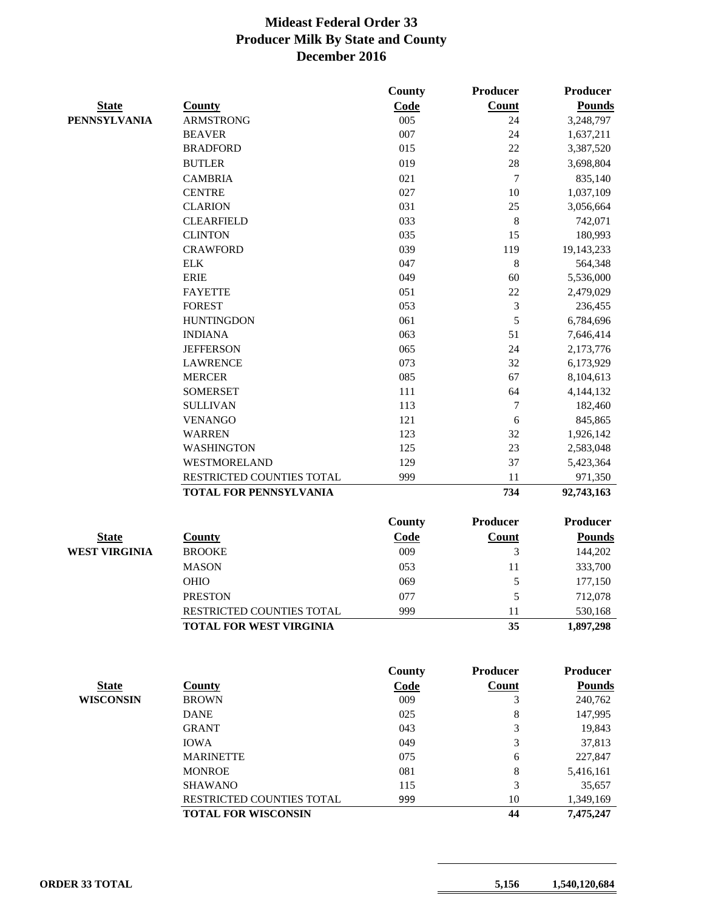# Mideast Federal Order 33
# Producer Milk By State and County
# December 2016

| State | County | County Code | Producer Count | Producer Pounds |
|---|---|---|---|---|
| PENNSYLVANIA | ARMSTRONG | 005 | 24 | 3,248,797 |
| | BEAVER | 007 | 24 | 1,637,211 |
| | BRADFORD | 015 | 22 | 3,387,520 |
| | BUTLER | 019 | 28 | 3,698,804 |
| | CAMBRIA | 021 | 7 | 835,140 |
| | CENTRE | 027 | 10 | 1,037,109 |
| | CLARION | 031 | 25 | 3,056,664 |
| | CLEARFIELD | 033 | 8 | 742,071 |
| | CLINTON | 035 | 15 | 180,993 |
| | CRAWFORD | 039 | 119 | 19,143,233 |
| | ELK | 047 | 8 | 564,348 |
| | ERIE | 049 | 60 | 5,536,000 |
| | FAYETTE | 051 | 22 | 2,479,029 |
| | FOREST | 053 | 3 | 236,455 |
| | HUNTINGDON | 061 | 5 | 6,784,696 |
| | INDIANA | 063 | 51 | 7,646,414 |
| | JEFFERSON | 065 | 24 | 2,173,776 |
| | LAWRENCE | 073 | 32 | 6,173,929 |
| | MERCER | 085 | 67 | 8,104,613 |
| | SOMERSET | 111 | 64 | 4,144,132 |
| | SULLIVAN | 113 | 7 | 182,460 |
| | VENANGO | 121 | 6 | 845,865 |
| | WARREN | 123 | 32 | 1,926,142 |
| | WASHINGTON | 125 | 23 | 2,583,048 |
| | WESTMORELAND | 129 | 37 | 5,423,364 |
| | RESTRICTED COUNTIES TOTAL | 999 | 11 | 971,350 |
| | **TOTAL FOR PENNSYLVANIA** | | **734** | **92,743,163** |

| State | County | County Code | Producer Count | Producer Pounds |
|---|---|---|---|---|
| WEST VIRGINIA | BROOKE | 009 | 3 | 144,202 |
| | MASON | 053 | 11 | 333,700 |
| | OHIO | 069 | 5 | 177,150 |
| | PRESTON | 077 | 5 | 712,078 |
| | RESTRICTED COUNTIES TOTAL | 999 | 11 | 530,168 |
| | **TOTAL FOR WEST VIRGINIA** | | **35** | **1,897,298** |

| State | County | County Code | Producer Count | Producer Pounds |
|---|---|---|---|---|
| WISCONSIN | BROWN | 009 | 3 | 240,762 |
| | DANE | 025 | 8 | 147,995 |
| | GRANT | 043 | 3 | 19,843 |
| | IOWA | 049 | 3 | 37,813 |
| | MARINETTE | 075 | 6 | 227,847 |
| | MONROE | 081 | 8 | 5,416,161 |
| | SHAWANO | 115 | 3 | 35,657 |
| | RESTRICTED COUNTIES TOTAL | 999 | 10 | 1,349,169 |
| | **TOTAL FOR WISCONSIN** | | **44** | **7,475,247** |

| | | | | |
|---|---|---|---|---|
| **ORDER 33 TOTAL** | | | **5,156** | **1,540,120,684** |